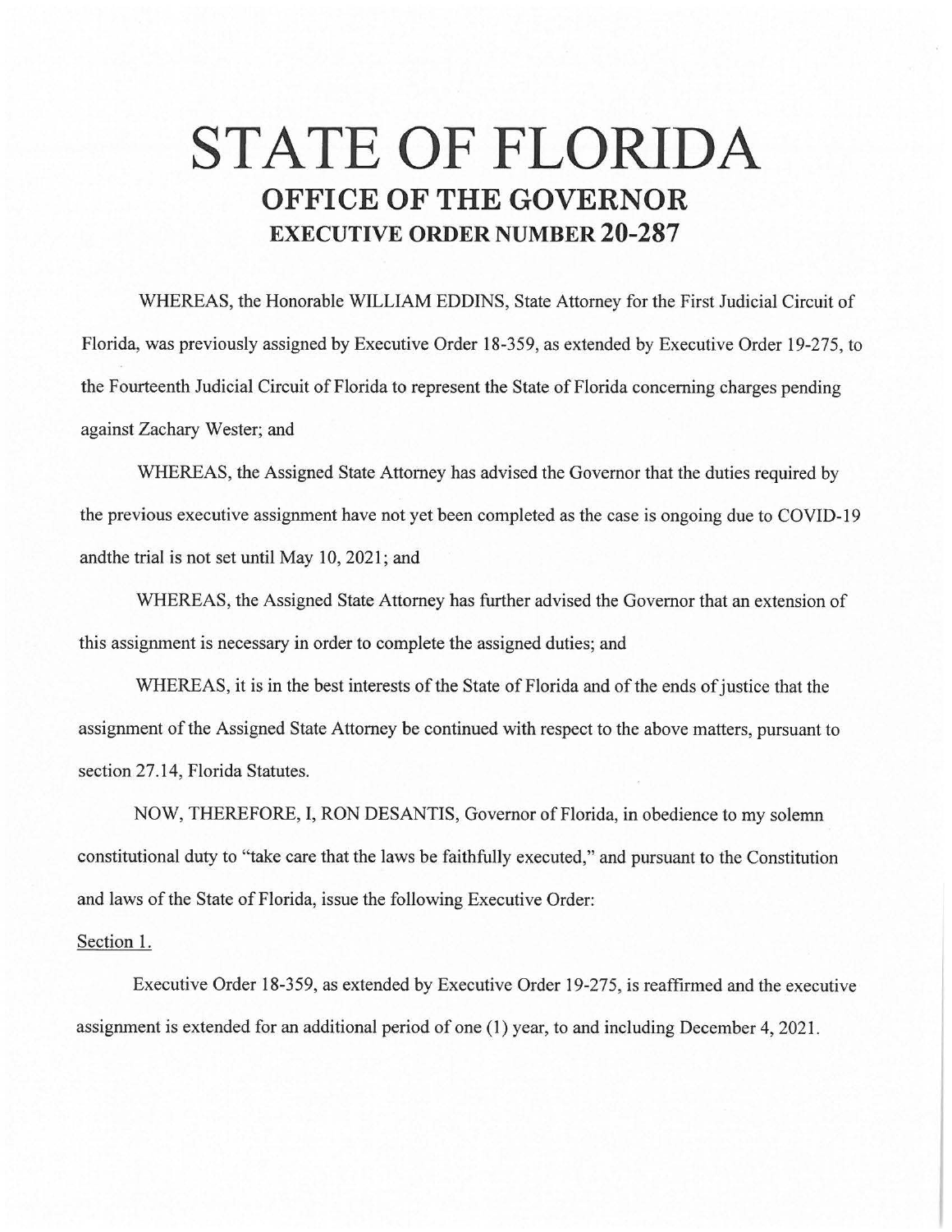# STATE OF FLORIDA
## OFFICE OF THE GOVERNOR
### EXECUTIVE ORDER NUMBER 20-287

WHEREAS, the Honorable WILLIAM EDDINS, State Attorney for the First Judicial Circuit of Florida, was previously assigned by Executive Order 18-359, as extended by Executive Order 19-275, to the Fourteenth Judicial Circuit of Florida to represent the State of Florida concerning charges pending against Zachary Wester; and

WHEREAS, the Assigned State Attorney has advised the Governor that the duties required by the previous executive assignment have not yet been completed as the case is ongoing due to COVID-19 andthe trial is not set until May 10, 2021; and

WHEREAS, the Assigned State Attorney has further advised the Governor that an extension of this assignment is necessary in order to complete the assigned duties; and

WHEREAS, it is in the best interests of the State of Florida and of the ends of justice that the assignment of the Assigned State Attorney be continued with respect to the above matters, pursuant to section 27.14, Florida Statutes.

NOW, THEREFORE, I, RON DESANTIS, Governor of Florida, in obedience to my solemn constitutional duty to "take care that the laws be faithfully executed," and pursuant to the Constitution and laws of the State of Florida, issue the following Executive Order:

Section 1.

Executive Order 18-359, as extended by Executive Order 19-275, is reaffirmed and the executive assignment is extended for an additional period of one (1) year, to and including December 4, 2021.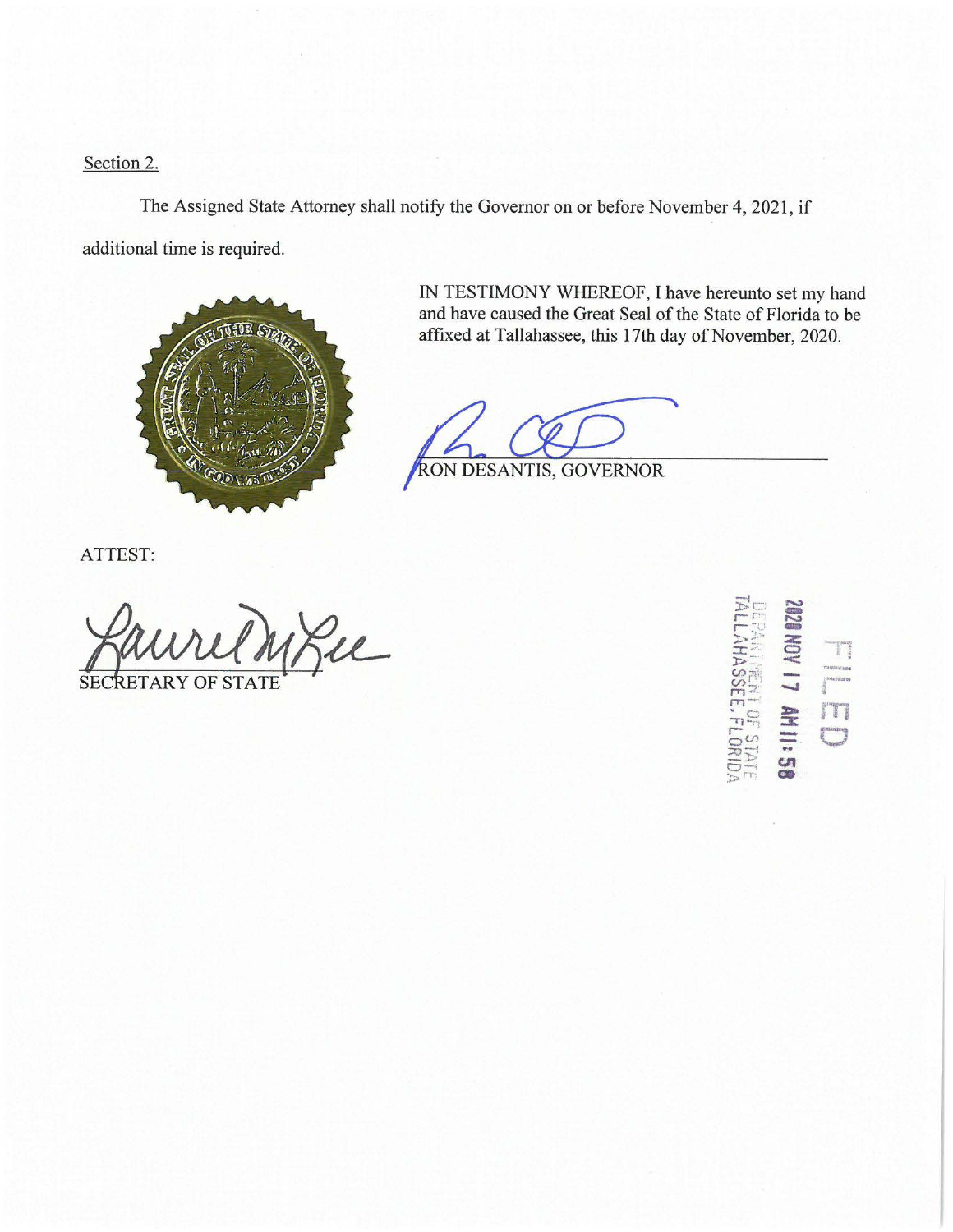Section 2.

The Assigned State Attorney shall notify the Governor on or before November 4, 2021, if additional time is required.

IN TESTIMONY WHEREOF, I have hereunto set my hand and have caused the Great Seal of the State of Florida to be affixed at Tallahassee, this 17th day of November, 2020.

RON DESANTIS, GOVERNOR

ATTEST:

SECRETARY OF STATE

FILED

2020 NOV 17 AM 11:58

DEPARTMENT OF STATE
TALLAHASSEE, FLORIDA